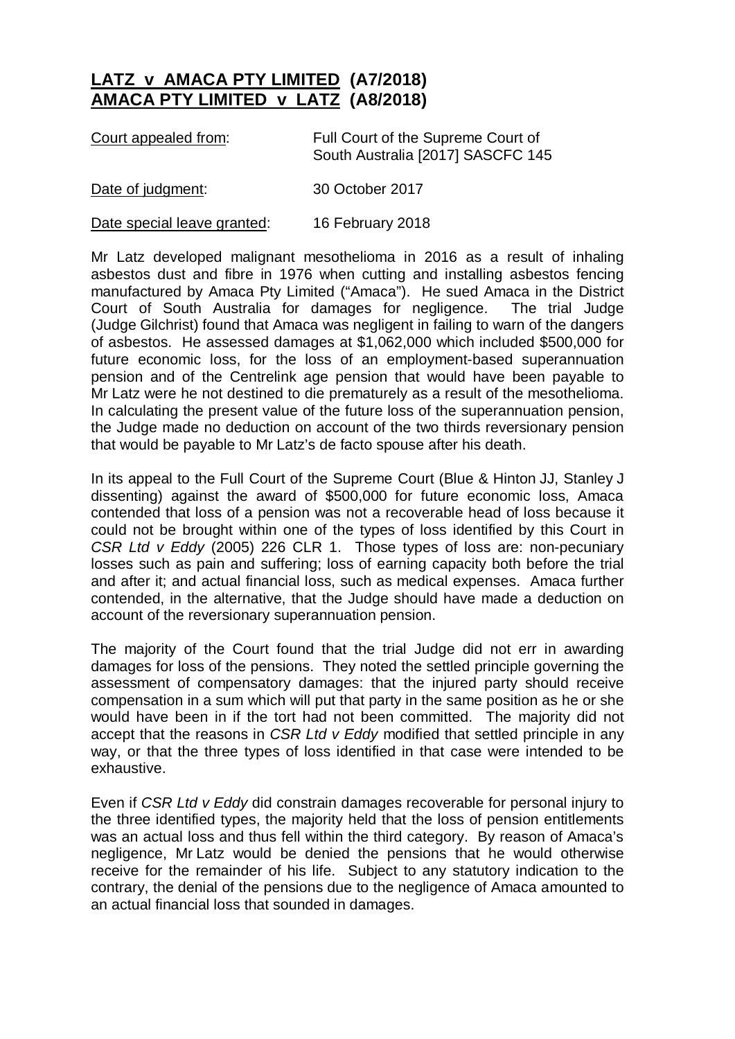# **LATZ v AMACA PTY LIMITED (A7/2018)**
# **AMACA PTY LIMITED v LATZ (A8/2018)**

| | |
|---|---|
| Court appealed from: | Full Court of the Supreme Court of South Australia [2017] SASCFC 145 |
| Date of judgment: | 30 October 2017 |
| Date special leave granted: | 16 February 2018 |

Mr Latz developed malignant mesothelioma in 2016 as a result of inhaling asbestos dust and fibre in 1976 when cutting and installing asbestos fencing manufactured by Amaca Pty Limited ("Amaca"). He sued Amaca in the District Court of South Australia for damages for negligence. The trial Judge (Judge Gilchrist) found that Amaca was negligent in failing to warn of the dangers of asbestos. He assessed damages at $1,062,000 which included $500,000 for future economic loss, for the loss of an employment-based superannuation pension and of the Centrelink age pension that would have been payable to Mr Latz were he not destined to die prematurely as a result of the mesothelioma. In calculating the present value of the future loss of the superannuation pension, the Judge made no deduction on account of the two thirds reversionary pension that would be payable to Mr Latz's de facto spouse after his death.

In its appeal to the Full Court of the Supreme Court (Blue & Hinton JJ, Stanley J dissenting) against the award of $500,000 for future economic loss, Amaca contended that loss of a pension was not a recoverable head of loss because it could not be brought within one of the types of loss identified by this Court in *CSR Ltd v Eddy* (2005) 226 CLR 1. Those types of loss are: non-pecuniary losses such as pain and suffering; loss of earning capacity both before the trial and after it; and actual financial loss, such as medical expenses. Amaca further contended, in the alternative, that the Judge should have made a deduction on account of the reversionary superannuation pension.

The majority of the Court found that the trial Judge did not err in awarding damages for loss of the pensions. They noted the settled principle governing the assessment of compensatory damages: that the injured party should receive compensation in a sum which will put that party in the same position as he or she would have been in if the tort had not been committed. The majority did not accept that the reasons in *CSR Ltd v Eddy* modified that settled principle in any way, or that the three types of loss identified in that case were intended to be exhaustive.

Even if *CSR Ltd v Eddy* did constrain damages recoverable for personal injury to the three identified types, the majority held that the loss of pension entitlements was an actual loss and thus fell within the third category. By reason of Amaca's negligence, Mr Latz would be denied the pensions that he would otherwise receive for the remainder of his life. Subject to any statutory indication to the contrary, the denial of the pensions due to the negligence of Amaca amounted to an actual financial loss that sounded in damages.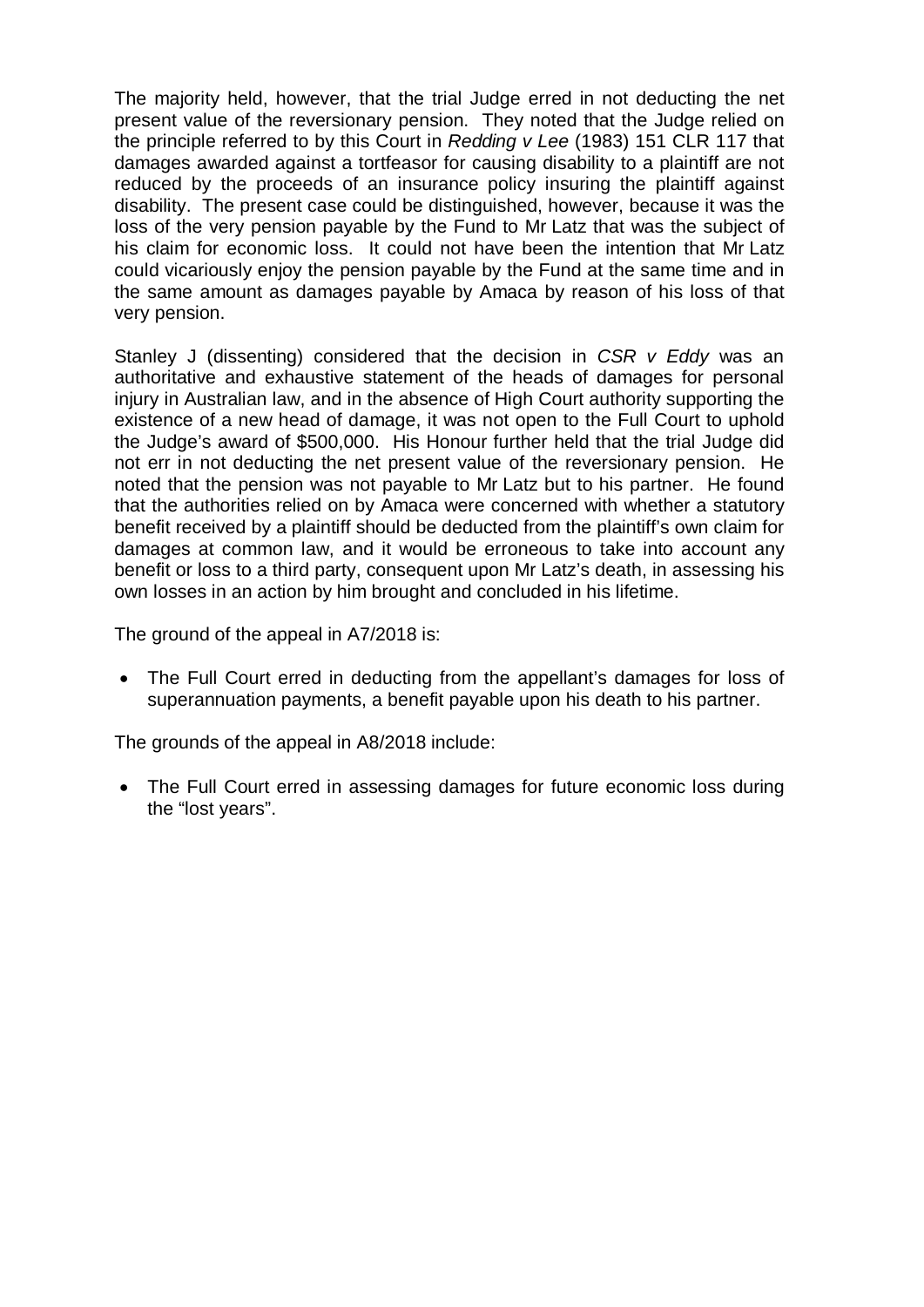The majority held, however, that the trial Judge erred in not deducting the net present value of the reversionary pension. They noted that the Judge relied on the principle referred to by this Court in *Redding v Lee* (1983) 151 CLR 117 that damages awarded against a tortfeasor for causing disability to a plaintiff are not reduced by the proceeds of an insurance policy insuring the plaintiff against disability. The present case could be distinguished, however, because it was the loss of the very pension payable by the Fund to Mr Latz that was the subject of his claim for economic loss. It could not have been the intention that Mr Latz could vicariously enjoy the pension payable by the Fund at the same time and in the same amount as damages payable by Amaca by reason of his loss of that very pension.

Stanley J (dissenting) considered that the decision in *CSR v Eddy* was an authoritative and exhaustive statement of the heads of damages for personal injury in Australian law, and in the absence of High Court authority supporting the existence of a new head of damage, it was not open to the Full Court to uphold the Judge's award of $500,000. His Honour further held that the trial Judge did not err in not deducting the net present value of the reversionary pension. He noted that the pension was not payable to Mr Latz but to his partner. He found that the authorities relied on by Amaca were concerned with whether a statutory benefit received by a plaintiff should be deducted from the plaintiff's own claim for damages at common law, and it would be erroneous to take into account any benefit or loss to a third party, consequent upon Mr Latz's death, in assessing his own losses in an action by him brought and concluded in his lifetime.

The ground of the appeal in A7/2018 is:

- The Full Court erred in deducting from the appellant's damages for loss of superannuation payments, a benefit payable upon his death to his partner.

The grounds of the appeal in A8/2018 include:

- The Full Court erred in assessing damages for future economic loss during the "lost years".